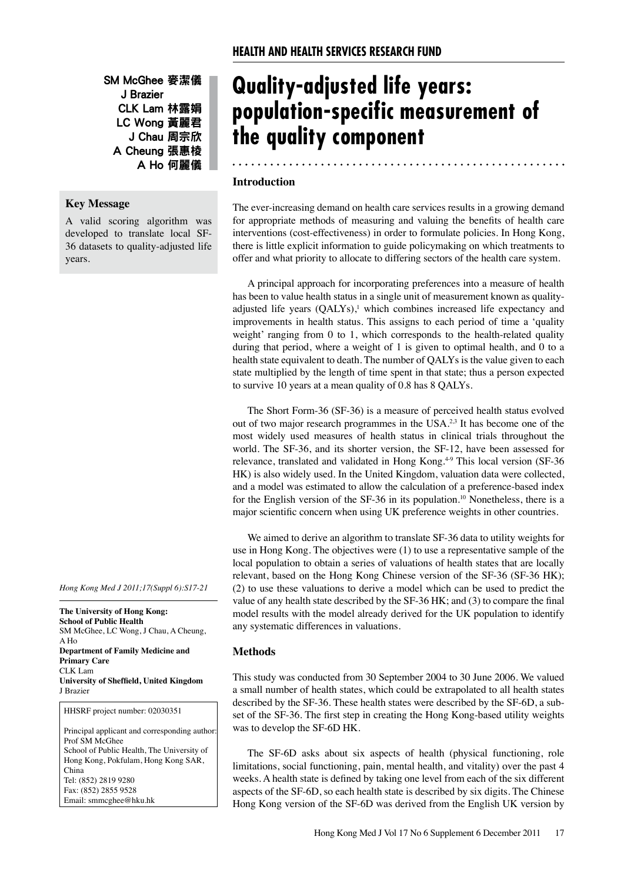## HEALTH AND HEALTH SERVICES RESEARCH FUND

SM McGhee 麥潔儀
J Brazier
CLK Lam 林露娟
LC Wong 黃麗君
J Chau 周宗欣
A Cheung 張惠棱
A Ho 何麗儀

# Quality-adjusted life years: population-specific measurement of the quality component

### Key Message

A valid scoring algorithm was developed to translate local SF-36 datasets to quality-adjusted life years.

*Hong Kong Med J 2011;17(Suppl 6):S17-21*

**The University of Hong Kong:**
**School of Public Health**
SM McGhee, LC Wong, J Chau, A Cheung, A Ho
**Department of Family Medicine and Primary Care**
CLK Lam
**University of Sheffield, United Kingdom**
J Brazier

HHSRF project number: 02030351

Principal applicant and corresponding author:
Prof SM McGhee
School of Public Health, The University of Hong Kong, Pokfulam, Hong Kong SAR, China
Tel: (852) 2819 9280
Fax: (852) 2855 9528
Email: smmcghee@hku.hk

## Introduction

The ever-increasing demand on health care services results in a growing demand for appropriate methods of measuring and valuing the benefits of health care interventions (cost-effectiveness) in order to formulate policies. In Hong Kong, there is little explicit information to guide policymaking on which treatments to offer and what priority to allocate to differing sectors of the health care system.

A principal approach for incorporating preferences into a measure of health has been to value health status in a single unit of measurement known as quality-adjusted life years (QALYs),[1] which combines increased life expectancy and improvements in health status. This assigns to each period of time a 'quality weight' ranging from 0 to 1, which corresponds to the health-related quality during that period, where a weight of 1 is given to optimal health, and 0 to a health state equivalent to death. The number of QALYs is the value given to each state multiplied by the length of time spent in that state; thus a person expected to survive 10 years at a mean quality of 0.8 has 8 QALYs.

The Short Form-36 (SF-36) is a measure of perceived health status evolved out of two major research programmes in the USA.[2,3] It has become one of the most widely used measures of health status in clinical trials throughout the world. The SF-36, and its shorter version, the SF-12, have been assessed for relevance, translated and validated in Hong Kong.[4-9] This local version (SF-36 HK) is also widely used. In the United Kingdom, valuation data were collected, and a model was estimated to allow the calculation of a preference-based index for the English version of the SF-36 in its population.[10] Nonetheless, there is a major scientific concern when using UK preference weights in other countries.

We aimed to derive an algorithm to translate SF-36 data to utility weights for use in Hong Kong. The objectives were (1) to use a representative sample of the local population to obtain a series of valuations of health states that are locally relevant, based on the Hong Kong Chinese version of the SF-36 (SF-36 HK); (2) to use these valuations to derive a model which can be used to predict the value of any health state described by the SF-36 HK; and (3) to compare the final model results with the model already derived for the UK population to identify any systematic differences in valuations.

## Methods

This study was conducted from 30 September 2004 to 30 June 2006. We valued a small number of health states, which could be extrapolated to all health states described by the SF-36. These health states were described by the SF-6D, a subset of the SF-36. The first step in creating the Hong Kong-based utility weights was to develop the SF-6D HK.

The SF-6D asks about six aspects of health (physical functioning, role limitations, social functioning, pain, mental health, and vitality) over the past 4 weeks. A health state is defined by taking one level from each of the six different aspects of the SF-6D, so each health state is described by six digits. The Chinese Hong Kong version of the SF-6D was derived from the English UK version by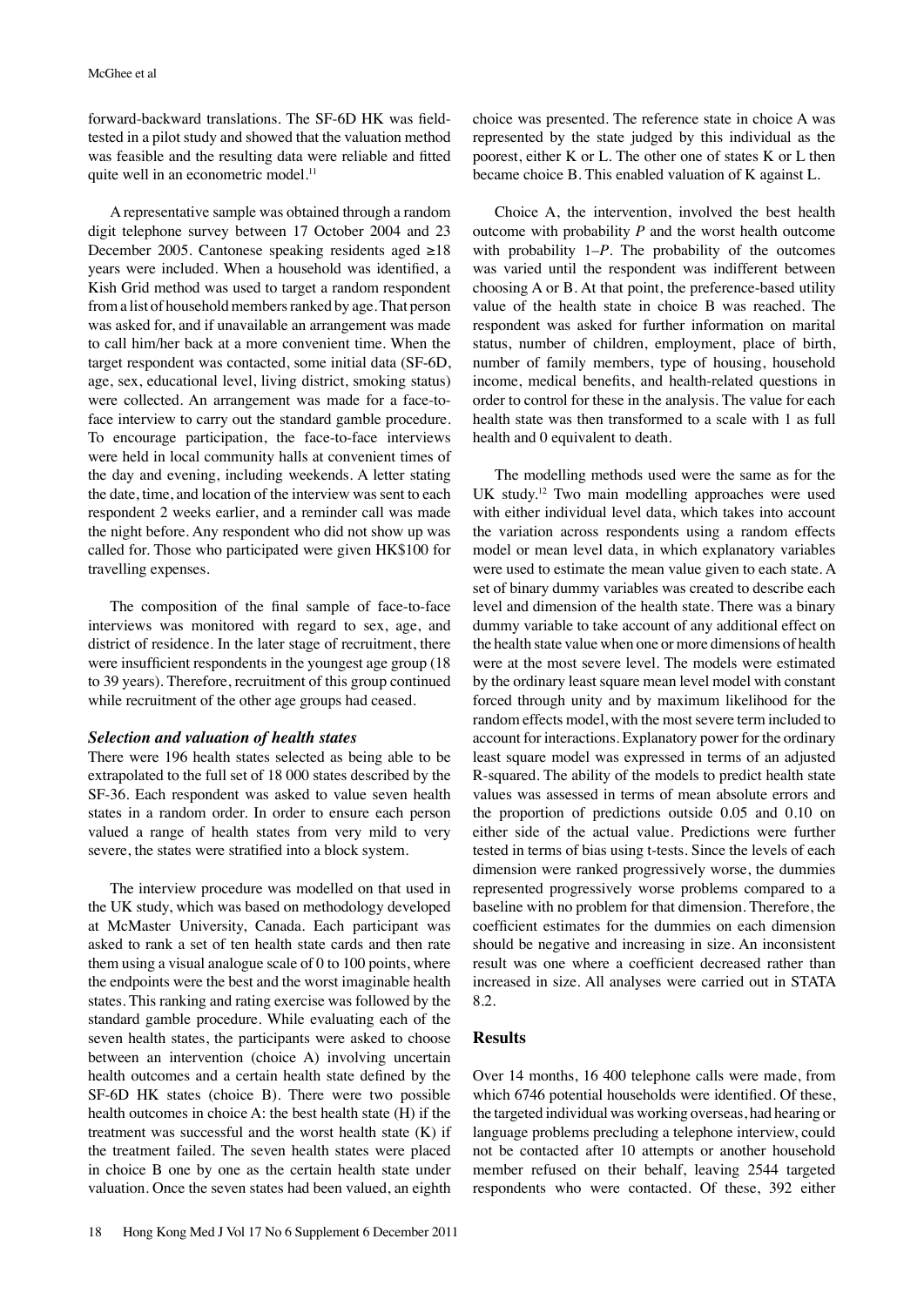forward-backward translations. The SF-6D HK was field-tested in a pilot study and showed that the valuation method was feasible and the resulting data were reliable and fitted quite well in an econometric model.[11]

A representative sample was obtained through a random digit telephone survey between 17 October 2004 and 23 December 2005. Cantonese speaking residents aged ≥18 years were included. When a household was identified, a Kish Grid method was used to target a random respondent from a list of household members ranked by age. That person was asked for, and if unavailable an arrangement was made to call him/her back at a more convenient time. When the target respondent was contacted, some initial data (SF-6D, age, sex, educational level, living district, smoking status) were collected. An arrangement was made for a face-to-face interview to carry out the standard gamble procedure. To encourage participation, the face-to-face interviews were held in local community halls at convenient times of the day and evening, including weekends. A letter stating the date, time, and location of the interview was sent to each respondent 2 weeks earlier, and a reminder call was made the night before. Any respondent who did not show up was called for. Those who participated were given HK$100 for travelling expenses.

The composition of the final sample of face-to-face interviews was monitored with regard to sex, age, and district of residence. In the later stage of recruitment, there were insufficient respondents in the youngest age group (18 to 39 years). Therefore, recruitment of this group continued while recruitment of the other age groups had ceased.

### *Selection and valuation of health states*

There were 196 health states selected as being able to be extrapolated to the full set of 18 000 states described by the SF-36. Each respondent was asked to value seven health states in a random order. In order to ensure each person valued a range of health states from very mild to very severe, the states were stratified into a block system.

The interview procedure was modelled on that used in the UK study, which was based on methodology developed at McMaster University, Canada. Each participant was asked to rank a set of ten health state cards and then rate them using a visual analogue scale of 0 to 100 points, where the endpoints were the best and the worst imaginable health states. This ranking and rating exercise was followed by the standard gamble procedure. While evaluating each of the seven health states, the participants were asked to choose between an intervention (choice A) involving uncertain health outcomes and a certain health state defined by the SF-6D HK states (choice B). There were two possible health outcomes in choice A: the best health state (H) if the treatment was successful and the worst health state (K) if the treatment failed. The seven health states were placed in choice B one by one as the certain health state under valuation. Once the seven states had been valued, an eighth choice was presented. The reference state in choice A was represented by the state judged by this individual as the poorest, either K or L. The other one of states K or L then became choice B. This enabled valuation of K against L.

Choice A, the intervention, involved the best health outcome with probability $P$ and the worst health outcome with probability $1–P$. The probability of the outcomes was varied until the respondent was indifferent between choosing A or B. At that point, the preference-based utility value of the health state in choice B was reached. The respondent was asked for further information on marital status, number of children, employment, place of birth, number of family members, type of housing, household income, medical benefits, and health-related questions in order to control for these in the analysis. The value for each health state was then transformed to a scale with 1 as full health and 0 equivalent to death.

The modelling methods used were the same as for the UK study.[12] Two main modelling approaches were used with either individual level data, which takes into account the variation across respondents using a random effects model or mean level data, in which explanatory variables were used to estimate the mean value given to each state. A set of binary dummy variables was created to describe each level and dimension of the health state. There was a binary dummy variable to take account of any additional effect on the health state value when one or more dimensions of health were at the most severe level. The models were estimated by the ordinary least square mean level model with constant forced through unity and by maximum likelihood for the random effects model, with the most severe term included to account for interactions. Explanatory power for the ordinary least square model was expressed in terms of an adjusted R-squared. The ability of the models to predict health state values was assessed in terms of mean absolute errors and the proportion of predictions outside 0.05 and 0.10 on either side of the actual value. Predictions were further tested in terms of bias using t-tests. Since the levels of each dimension were ranked progressively worse, the dummies represented progressively worse problems compared to a baseline with no problem for that dimension. Therefore, the coefficient estimates for the dummies on each dimension should be negative and increasing in size. An inconsistent result was one where a coefficient decreased rather than increased in size. All analyses were carried out in STATA 8.2.

## Results

Over 14 months, 16 400 telephone calls were made, from which 6746 potential households were identified. Of these, the targeted individual was working overseas, had hearing or language problems precluding a telephone interview, could not be contacted after 10 attempts or another household member refused on their behalf, leaving 2544 targeted respondents who were contacted. Of these, 392 either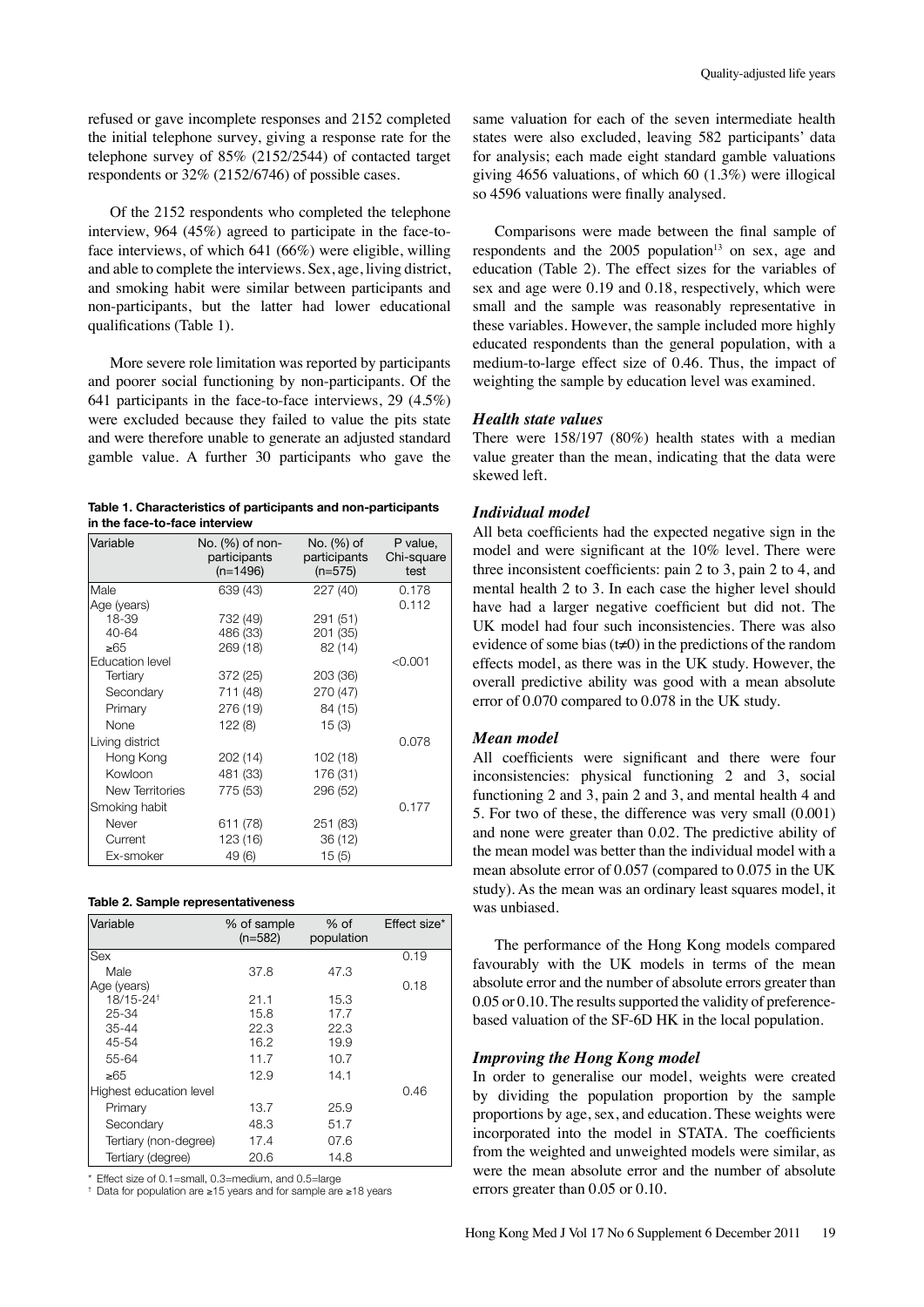refused or gave incomplete responses and 2152 completed the initial telephone survey, giving a response rate for the telephone survey of 85% (2152/2544) of contacted target respondents or 32% (2152/6746) of possible cases.

Of the 2152 respondents who completed the telephone interview, 964 (45%) agreed to participate in the face-to-face interviews, of which 641 (66%) were eligible, willing and able to complete the interviews. Sex, age, living district, and smoking habit were similar between participants and non-participants, but the latter had lower educational qualifications (Table 1).

More severe role limitation was reported by participants and poorer social functioning by non-participants. Of the 641 participants in the face-to-face interviews, 29 (4.5%) were excluded because they failed to value the pits state and were therefore unable to generate an adjusted standard gamble value. A further 30 participants who gave the same valuation for each of the seven intermediate health states were also excluded, leaving 582 participants' data for analysis; each made eight standard gamble valuations giving 4656 valuations, of which 60 (1.3%) were illogical so 4596 valuations were finally analysed.

**Table 1. Characteristics of participants and non-participants in the face-to-face interview**

| Variable | No. (%) of non-participants (n=1496) | No. (%) of participants (n=575) | P value, Chi-square test |
|---|---|---|---|
| Male | 639 (43) | 227 (40) | 0.178 |
| Age (years) | | | 0.112 |
| 18-39 | 732 (49) | 291 (51) | |
| 40-64 | 486 (33) | 201 (35) | |
| ≥65 | 269 (18) | 82 (14) | |
| Education level | | | <0.001 |
| Tertiary | 372 (25) | 203 (36) | |
| Secondary | 711 (48) | 270 (47) | |
| Primary | 276 (19) | 84 (15) | |
| None | 122 (8) | 15 (3) | |
| Living district | | | 0.078 |
| Hong Kong | 202 (14) | 102 (18) | |
| Kowloon | 481 (33) | 176 (31) | |
| New Territories | 775 (53) | 296 (52) | |
| Smoking habit | | | 0.177 |
| Never | 611 (78) | 251 (83) | |
| Current | 123 (16) | 36 (12) | |
| Ex-smoker | 49 (6) | 15 (5) | |

**Table 2. Sample representativeness**

| Variable | % of sample (n=582) | % of population | Effect size* |
|---|---|---|---|
| Sex | | | 0.19 |
| Male | 37.8 | 47.3 | |
| Age (years) | | | 0.18 |
| 18/15-24† | 21.1 | 15.3 | |
| 25-34 | 15.8 | 17.7 | |
| 35-44 | 22.3 | 22.3 | |
| 45-54 | 16.2 | 19.9 | |
| 55-64 | 11.7 | 10.7 | |
| ≥65 | 12.9 | 14.1 | |
| Highest education level | | | 0.46 |
| Primary | 13.7 | 25.9 | |
| Secondary | 48.3 | 51.7 | |
| Tertiary (non-degree) | 17.4 | 07.6 | |
| Tertiary (degree) | 20.6 | 14.8 | |

\* Effect size of 0.1=small, 0.3=medium, and 0.5=large
† Data for population are ≥15 years and for sample are ≥18 years

Comparisons were made between the final sample of respondents and the 2005 population[13] on sex, age and education (Table 2). The effect sizes for the variables of sex and age were 0.19 and 0.18, respectively, which were small and the sample was reasonably representative in these variables. However, the sample included more highly educated respondents than the general population, with a medium-to-large effect size of 0.46. Thus, the impact of weighting the sample by education level was examined.

### *Health state values*

There were 158/197 (80%) health states with a median value greater than the mean, indicating that the data were skewed left.

### *Individual model*

All beta coefficients had the expected negative sign in the model and were significant at the 10% level. There were three inconsistent coefficients: pain 2 to 3, pain 2 to 4, and mental health 2 to 3. In each case the higher level should have had a larger negative coefficient but did not. The UK model had four such inconsistencies. There was also evidence of some bias ($t \neq 0$) in the predictions of the random effects model, as there was in the UK study. However, the overall predictive ability was good with a mean absolute error of 0.070 compared to 0.078 in the UK study.

### *Mean model*

All coefficients were significant and there were four inconsistencies: physical functioning 2 and 3, social functioning 2 and 3, pain 2 and 3, and mental health 4 and 5. For two of these, the difference was very small (0.001) and none were greater than 0.02. The predictive ability of the mean model was better than the individual model with a mean absolute error of 0.057 (compared to 0.075 in the UK study). As the mean was an ordinary least squares model, it was unbiased.

The performance of the Hong Kong models compared favourably with the UK models in terms of the mean absolute error and the number of absolute errors greater than 0.05 or 0.10. The results supported the validity of preference-based valuation of the SF-6D HK in the local population.

### *Improving the Hong Kong model*

In order to generalise our model, weights were created by dividing the population proportion by the sample proportions by age, sex, and education. These weights were incorporated into the model in STATA. The coefficients from the weighted and unweighted models were similar, as were the mean absolute error and the number of absolute errors greater than 0.05 or 0.10.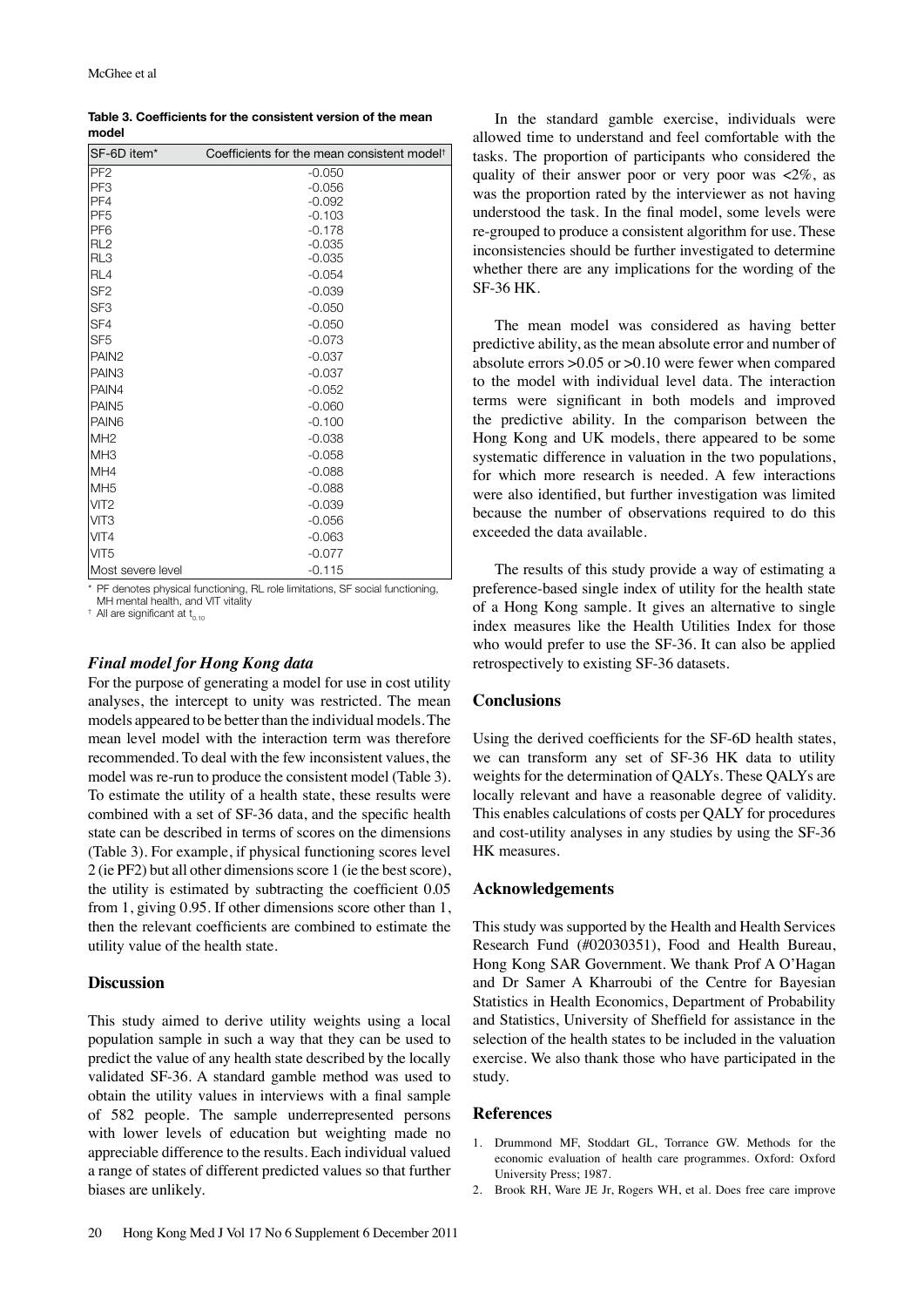**Table 3. Coefficients for the consistent version of the mean model**

| SF-6D item* | Coefficients for the mean consistent model† |
|---|---|
| PF2 | -0.050 |
| PF3 | -0.056 |
| PF4 | -0.092 |
| PF5 | -0.103 |
| PF6 | -0.178 |
| RL2 | -0.035 |
| RL3 | -0.035 |
| RL4 | -0.054 |
| SF2 | -0.039 |
| SF3 | -0.050 |
| SF4 | -0.050 |
| SF5 | -0.073 |
| PAIN2 | -0.037 |
| PAIN3 | -0.037 |
| PAIN4 | -0.052 |
| PAIN5 | -0.060 |
| PAIN6 | -0.100 |
| MH2 | -0.038 |
| MH3 | -0.058 |
| MH4 | -0.088 |
| MH5 | -0.088 |
| VIT2 | -0.039 |
| VIT3 | -0.056 |
| VIT4 | -0.063 |
| VIT5 | -0.077 |
| Most severe level | -0.115 |

\* PF denotes physical functioning, RL role limitations, SF social functioning, MH mental health, and VIT vitality

† All are significant at $t_{0.10}$

### *Final model for Hong Kong data*

For the purpose of generating a model for use in cost utility analyses, the intercept to unity was restricted. The mean models appeared to be better than the individual models. The mean level model with the interaction term was therefore recommended. To deal with the few inconsistent values, the model was re-run to produce the consistent model (Table 3). To estimate the utility of a health state, these results were combined with a set of SF-36 data, and the specific health state can be described in terms of scores on the dimensions (Table 3). For example, if physical functioning scores level 2 (ie PF2) but all other dimensions score 1 (ie the best score), the utility is estimated by subtracting the coefficient 0.05 from 1, giving 0.95. If other dimensions score other than 1, then the relevant coefficients are combined to estimate the utility value of the health state.

## Discussion

This study aimed to derive utility weights using a local population sample in such a way that they can be used to predict the value of any health state described by the locally validated SF-36. A standard gamble method was used to obtain the utility values in interviews with a final sample of 582 people. The sample underrepresented persons with lower levels of education but weighting made no appreciable difference to the results. Each individual valued a range of states of different predicted values so that further biases are unlikely.

In the standard gamble exercise, individuals were allowed time to understand and feel comfortable with the tasks. The proportion of participants who considered the quality of their answer poor or very poor was <2%, as was the proportion rated by the interviewer as not having understood the task. In the final model, some levels were re-grouped to produce a consistent algorithm for use. These inconsistencies should be further investigated to determine whether there are any implications for the wording of the SF-36 HK.

The mean model was considered as having better predictive ability, as the mean absolute error and number of absolute errors >0.05 or >0.10 were fewer when compared to the model with individual level data. The interaction terms were significant in both models and improved the predictive ability. In the comparison between the Hong Kong and UK models, there appeared to be some systematic difference in valuation in the two populations, for which more research is needed. A few interactions were also identified, but further investigation was limited because the number of observations required to do this exceeded the data available.

The results of this study provide a way of estimating a preference-based single index of utility for the health state of a Hong Kong sample. It gives an alternative to single index measures like the Health Utilities Index for those who would prefer to use the SF-36. It can also be applied retrospectively to existing SF-36 datasets.

## Conclusions

Using the derived coefficients for the SF-6D health states, we can transform any set of SF-36 HK data to utility weights for the determination of QALYs. These QALYs are locally relevant and have a reasonable degree of validity. This enables calculations of costs per QALY for procedures and cost-utility analyses in any studies by using the SF-36 HK measures.

## Acknowledgements

This study was supported by the Health and Health Services Research Fund (#02030351), Food and Health Bureau, Hong Kong SAR Government. We thank Prof A O'Hagan and Dr Samer A Kharroubi of the Centre for Bayesian Statistics in Health Economics, Department of Probability and Statistics, University of Sheffield for assistance in the selection of the health states to be included in the valuation exercise. We also thank those who have participated in the study.

## References

1. Drummond MF, Stoddart GL, Torrance GW. Methods for the economic evaluation of health care programmes. Oxford: Oxford University Press; 1987.
2. Brook RH, Ware JE Jr, Rogers WH, et al. Does free care improve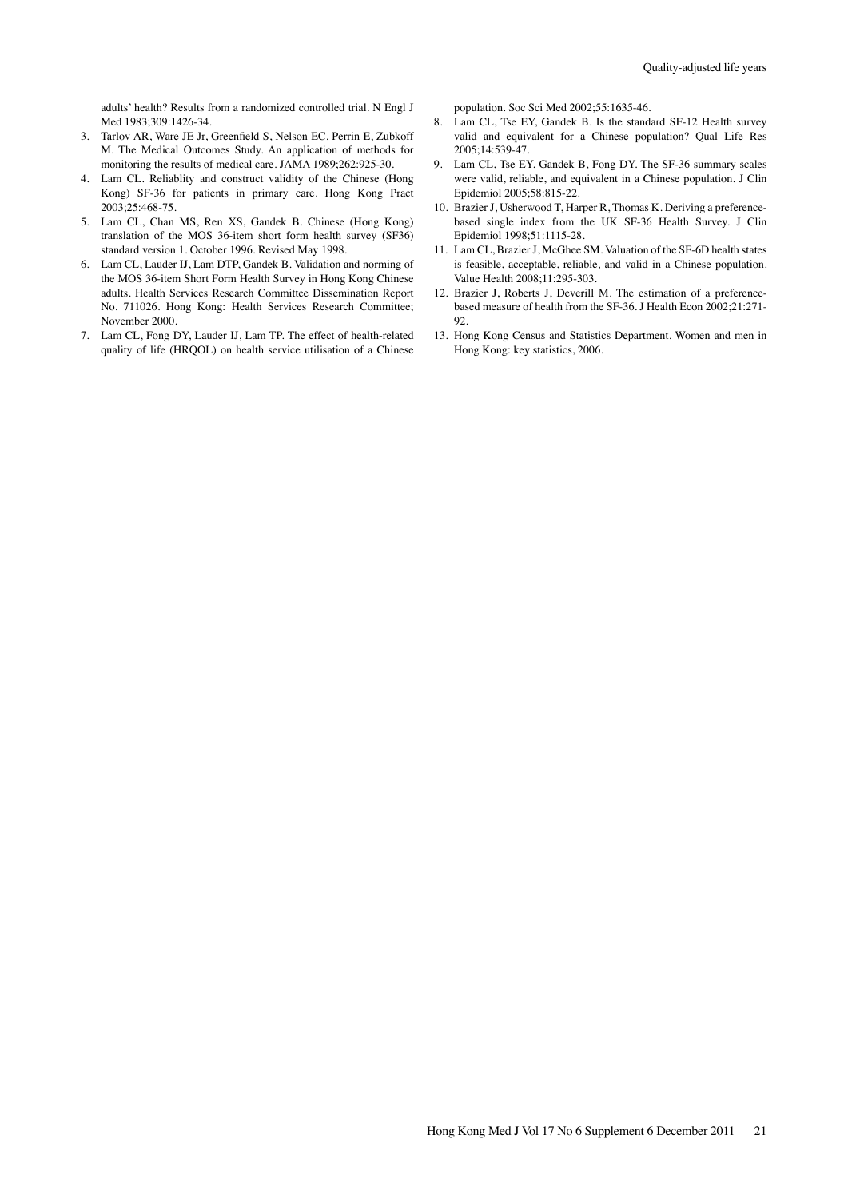adults' health? Results from a randomized controlled trial. N Engl J Med 1983;309:1426-34.

3. Tarlov AR, Ware JE Jr, Greenfield S, Nelson EC, Perrin E, Zubkoff M. The Medical Outcomes Study. An application of methods for monitoring the results of medical care. JAMA 1989;262:925-30.
4. Lam CL. Reliablity and construct validity of the Chinese (Hong Kong) SF-36 for patients in primary care. Hong Kong Pract 2003;25:468-75.
5. Lam CL, Chan MS, Ren XS, Gandek B. Chinese (Hong Kong) translation of the MOS 36-item short form health survey (SF36) standard version 1. October 1996. Revised May 1998.
6. Lam CL, Lauder IJ, Lam DTP, Gandek B. Validation and norming of the MOS 36-item Short Form Health Survey in Hong Kong Chinese adults. Health Services Research Committee Dissemination Report No. 711026. Hong Kong: Health Services Research Committee; November 2000.
7. Lam CL, Fong DY, Lauder IJ, Lam TP. The effect of health-related quality of life (HRQOL) on health service utilisation of a Chinese population. Soc Sci Med 2002;55:1635-46.
8. Lam CL, Tse EY, Gandek B. Is the standard SF-12 Health survey valid and equivalent for a Chinese population? Qual Life Res 2005;14:539-47.
9. Lam CL, Tse EY, Gandek B, Fong DY. The SF-36 summary scales were valid, reliable, and equivalent in a Chinese population. J Clin Epidemiol 2005;58:815-22.
10. Brazier J, Usherwood T, Harper R, Thomas K. Deriving a preference-based single index from the UK SF-36 Health Survey. J Clin Epidemiol 1998;51:1115-28.
11. Lam CL, Brazier J, McGhee SM. Valuation of the SF-6D health states is feasible, acceptable, reliable, and valid in a Chinese population. Value Health 2008;11:295-303.
12. Brazier J, Roberts J, Deverill M. The estimation of a preference-based measure of health from the SF-36. J Health Econ 2002;21:271-92.
13. Hong Kong Census and Statistics Department. Women and men in Hong Kong: key statistics, 2006.